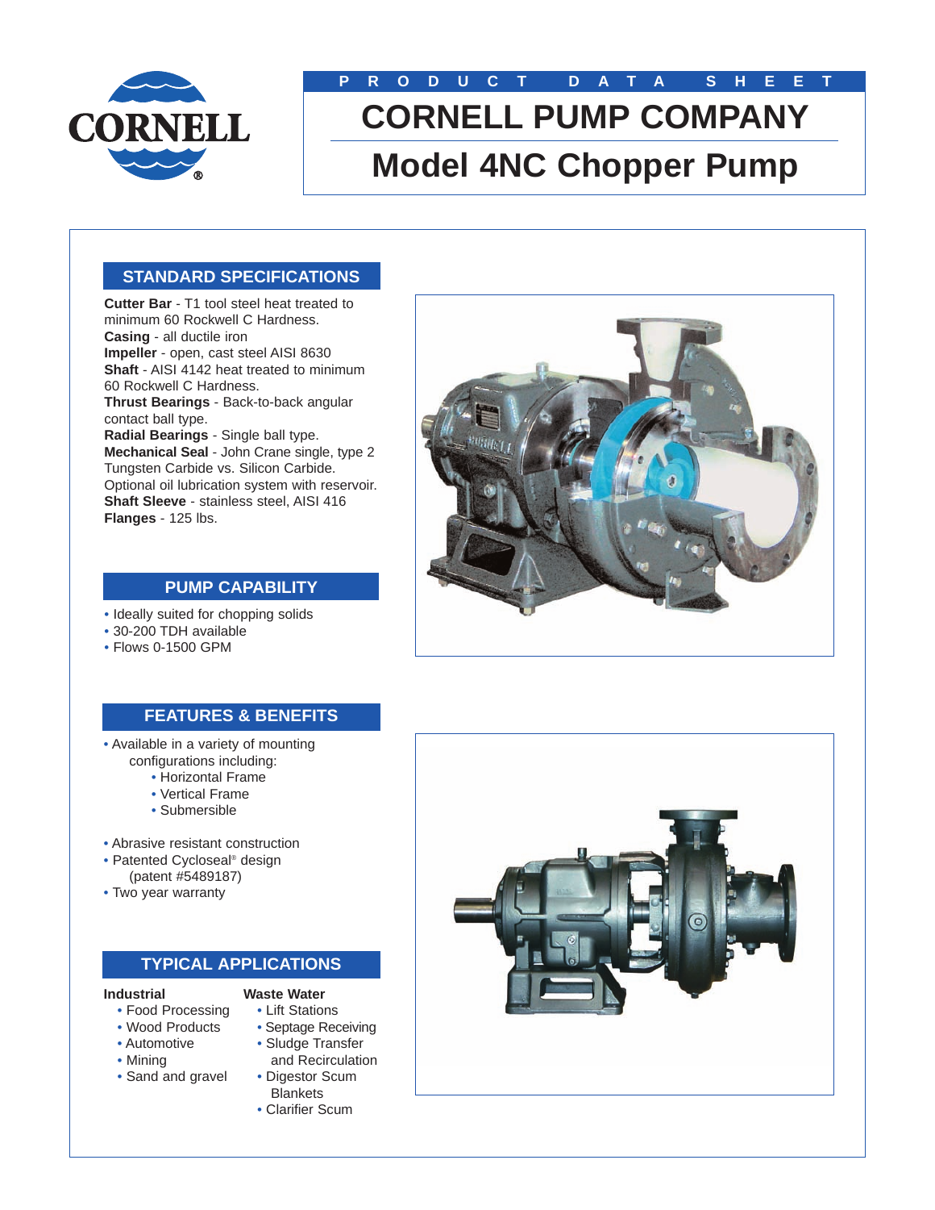PRODUCT DATA SHEET

# CORNELL PUMP COMPANY

# Model 4NC Chopper Pump

## STANDARD SPECIFICATIONS

**Cutter Bar** - T1 tool steel heat treated to minimum 60 Rockwell C Hardness.
**Casing** - all ductile iron
**Impeller** - open, cast steel AISI 8630
**Shaft** - AISI 4142 heat treated to minimum 60 Rockwell C Hardness.
**Thrust Bearings** - Back-to-back angular contact ball type.
**Radial Bearings** - Single ball type.
**Mechanical Seal** - John Crane single, type 2 Tungsten Carbide vs. Silicon Carbide. Optional oil lubrication system with reservoir.
**Shaft Sleeve** - stainless steel, AISI 416
**Flanges** - 125 lbs.

## PUMP CAPABILITY

- Ideally suited for chopping solids
- 30-200 TDH available
- Flows 0-1500 GPM

## FEATURES & BENEFITS

- Available in a variety of mounting configurations including:
  - Horizontal Frame
  - Vertical Frame
  - Submersible
- Abrasive resistant construction
- Patented Cycloseal® design (patent #5489187)
- Two year warranty

## TYPICAL APPLICATIONS

**Industrial**

- Food Processing
- Wood Products
- Automotive
- Mining
- Sand and gravel

**Waste Water**

- Lift Stations
- Septage Receiving
- Sludge Transfer and Recirculation
- Digestor Scum Blankets
- Clarifier Scum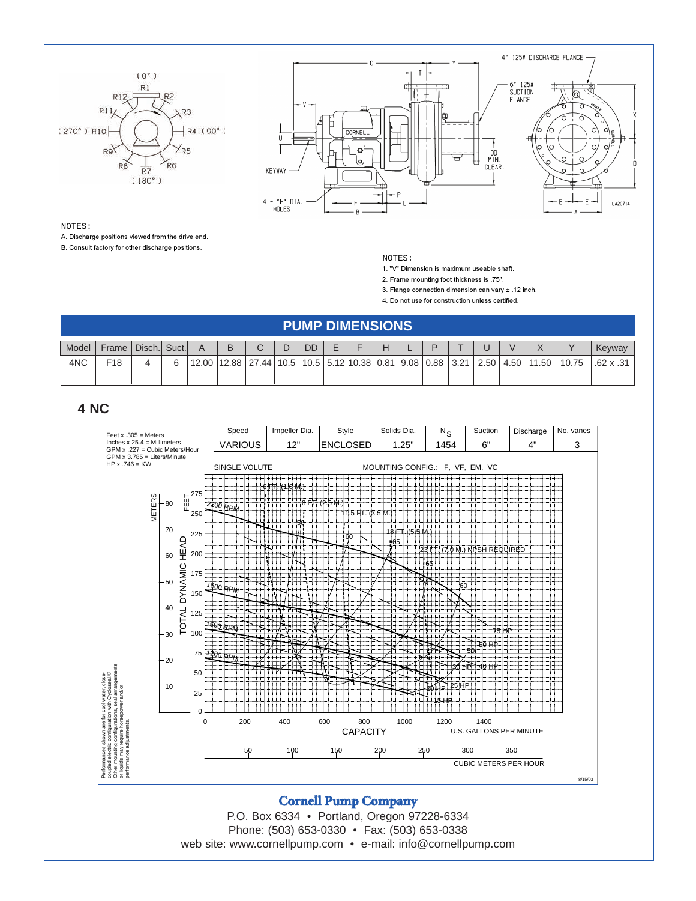(0°)
R1
R12 R2
R11 R3
(270°) R10 R4 (90°)
R9 R5
R8 R6
R7
(180°)

NOTES:

A. Discharge positions viewed from the drive end.

B. Consult factory for other discharge positions.

4" 125# DISCHARGE FLANGE

6" 125# SUCTION FLANGE

KEYWAY

4 - "H" DIA. HOLES

DD MIN. CLEAR.

CORNELL

LA20714

NOTES:

1. "V" Dimension is maximum useable shaft.
2. Frame mounting foot thickness is .75".
3. Flange connection dimension can vary ± .12 inch.
4. Do not use for construction unless certified.

## PUMP DIMENSIONS

| Model | Frame | Disch. | Suct. | A | B | C | D | DD | E | F | H | L | P | T | U | V | X | Y | Keyway |
|---|---|---|---|---|---|---|---|---|---|---|---|---|---|---|---|---|---|---|---|
| 4NC | F18 | 4 | 6 | 12.00 | 12.88 | 27.44 | 10.5 | 10.5 | 5.12 | 10.38 | 0.81 | 9.08 | 0.88 | 3.21 | 2.50 | 4.50 | 11.50 | 10.75 | .62 x .31 |
| | | | | | | | | | | | | | | | | | | | |

## 4 NC

Feet x .305 = Meters
Inches x 25.4 = Millimeters
GPM x .227 = Cubic Meters/Hour
GPM x 3.785 = Liters/Minute
HP x .746 = KW

| Speed | Impeller Dia. | Style | Solids Dia. | $N_S$ | Suction | Discharge | No. vanes |
|---|---|---|---|---|---|---|---|
| VARIOUS | 12" | ENCLOSED | 1.25" | 1454 | 6" | 4" | 3 |

SINGLE VOLUTE

MOUNTING CONFIG.: F, VF, EM, VC

6 FT. (1.8 M.)
8 FT. (2.5 M.)
11.5 FT. (3.5 M.)
16 FT. (5.5 M.)
23 FT. (7.0 M.) NPSH REQUIRED

2200 RPM
1800 RPM
1500 RPM
1200 RPM

50
60
65
65
60
50

75 HP
50 HP
40 HP
30 HP
25 HP
20 HP
15 HP

METERS: 80, 70, 60, 50, 40, 30, 20, 10

TOTAL DYNAMIC HEAD FEET: 275, 250, 225, 200, 175, 150, 125, 100, 75, 50, 25, 0

CAPACITY: 0, 200, 400, 600, 800, 1000, 1200, 1400 U.S. GALLONS PER MINUTE

50, 100, 150, 200, 250, 300, 350 CUBIC METERS PER HOUR

Performances shown are for cool water, close-coupled electric configuration with Cycloseal®. Other mounting configurations, seal arrangements or liquids may require horsepower and/or performance adjustments.

8/15/03

**Cornell Pump Company**

P.O. Box 6334 • Portland, Oregon 97228-6334

Phone: (503) 653-0330 • Fax: (503) 653-0338

web site: www.cornellpump.com • e-mail: info@cornellpump.com